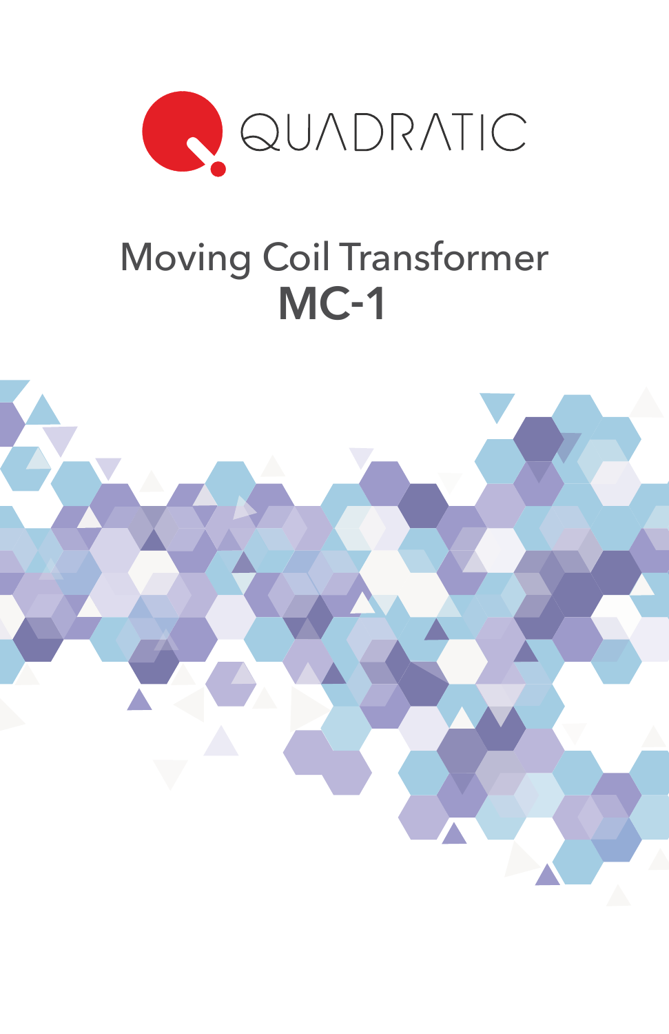QUADRATIC

# Moving Coil Transformer

# MC-1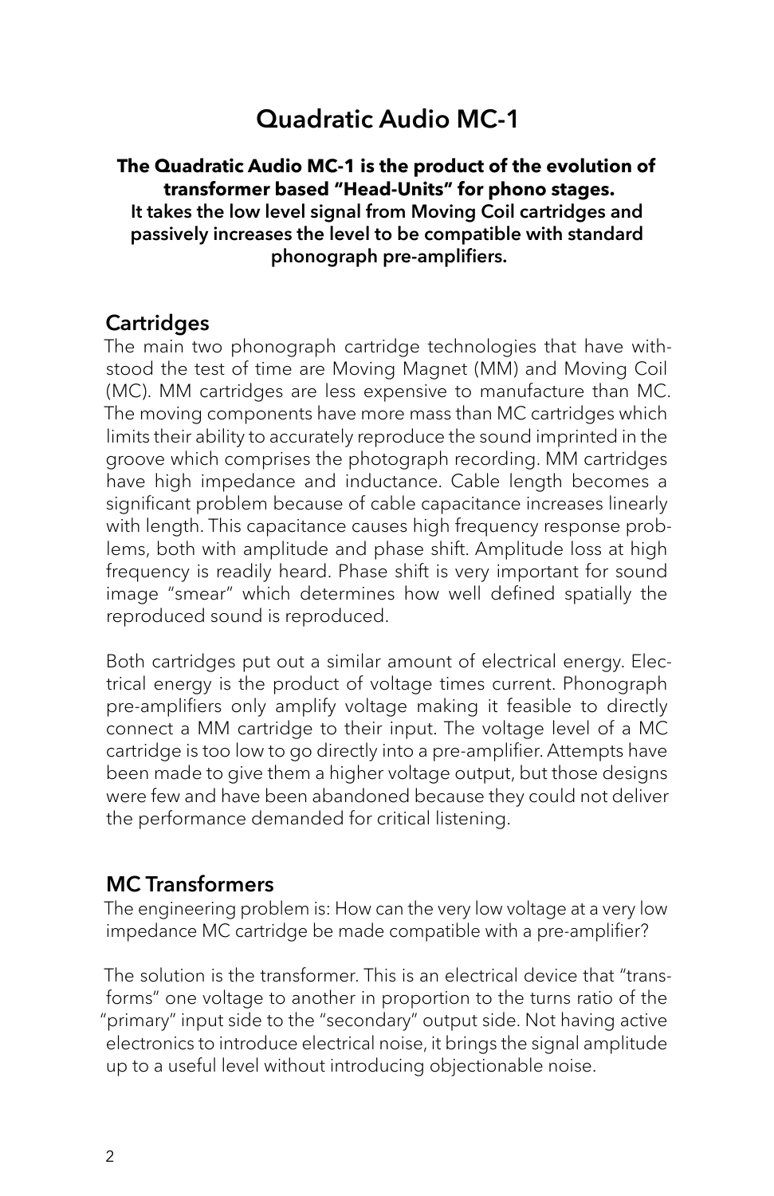# Quadratic Audio MC-1

**The Quadratic Audio MC-1 is the product of the evolution of transformer based "Head-Units" for phono stages.**
**It takes the low level signal from Moving Coil cartridges and passively increases the level to be compatible with standard phonograph pre-amplifiers.**

## Cartridges

The main two phonograph cartridge technologies that have withstood the test of time are Moving Magnet (MM) and Moving Coil (MC). MM cartridges are less expensive to manufacture than MC. The moving components have more mass than MC cartridges which limits their ability to accurately reproduce the sound imprinted in the groove which comprises the photograph recording. MM cartridges have high impedance and inductance. Cable length becomes a significant problem because of cable capacitance increases linearly with length. This capacitance causes high frequency response problems, both with amplitude and phase shift. Amplitude loss at high frequency is readily heard. Phase shift is very important for sound image "smear" which determines how well defined spatially the reproduced sound is reproduced.

Both cartridges put out a similar amount of electrical energy. Electrical energy is the product of voltage times current. Phonograph pre-amplifiers only amplify voltage making it feasible to directly connect a MM cartridge to their input. The voltage level of a MC cartridge is too low to go directly into a pre-amplifier. Attempts have been made to give them a higher voltage output, but those designs were few and have been abandoned because they could not deliver the performance demanded for critical listening.

## MC Transformers

The engineering problem is: How can the very low voltage at a very low impedance MC cartridge be made compatible with a pre-amplifier?

The solution is the transformer. This is an electrical device that "transforms" one voltage to another in proportion to the turns ratio of the "primary" input side to the "secondary" output side. Not having active electronics to introduce electrical noise, it brings the signal amplitude up to a useful level without introducing objectionable noise.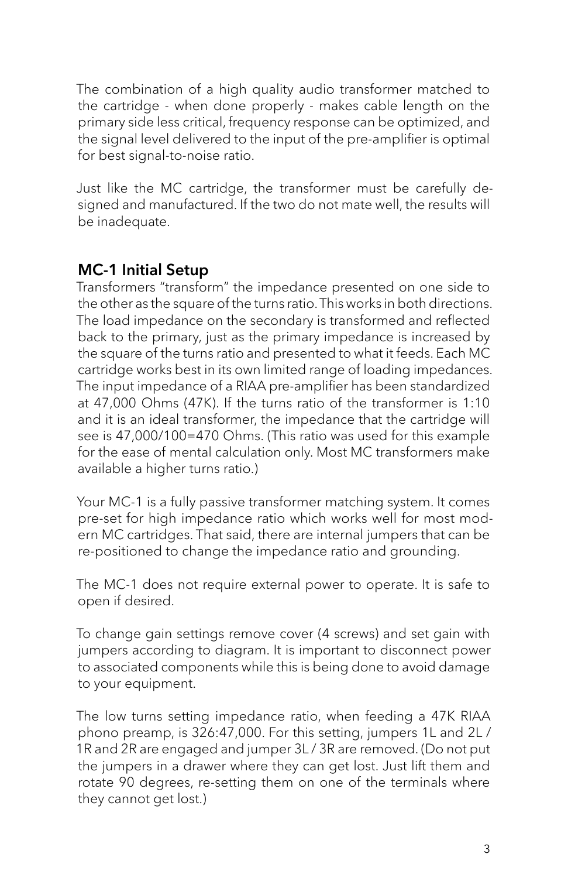The combination of a high quality audio transformer matched to the cartridge - when done properly - makes cable length on the primary side less critical, frequency response can be optimized, and the signal level delivered to the input of the pre-amplifier is optimal for best signal-to-noise ratio.

Just like the MC cartridge, the transformer must be carefully designed and manufactured. If the two do not mate well, the results will be inadequate.

## MC-1 Initial Setup

Transformers "transform" the impedance presented on one side to the other as the square of the turns ratio. This works in both directions. The load impedance on the secondary is transformed and reflected back to the primary, just as the primary impedance is increased by the square of the turns ratio and presented to what it feeds. Each MC cartridge works best in its own limited range of loading impedances. The input impedance of a RIAA pre-amplifier has been standardized at 47,000 Ohms (47K). If the turns ratio of the transformer is 1:10 and it is an ideal transformer, the impedance that the cartridge will see is 47,000/100=470 Ohms. (This ratio was used for this example for the ease of mental calculation only. Most MC transformers make available a higher turns ratio.)

Your MC-1 is a fully passive transformer matching system. It comes pre-set for high impedance ratio which works well for most modern MC cartridges. That said, there are internal jumpers that can be re-positioned to change the impedance ratio and grounding.

The MC-1 does not require external power to operate. It is safe to open if desired.

To change gain settings remove cover (4 screws) and set gain with jumpers according to diagram. It is important to disconnect power to associated components while this is being done to avoid damage to your equipment.

The low turns setting impedance ratio, when feeding a 47K RIAA phono preamp, is 326:47,000. For this setting, jumpers 1L and 2L / 1R and 2R are engaged and jumper 3L / 3R are removed. (Do not put the jumpers in a drawer where they can get lost. Just lift them and rotate 90 degrees, re-setting them on one of the terminals where they cannot get lost.)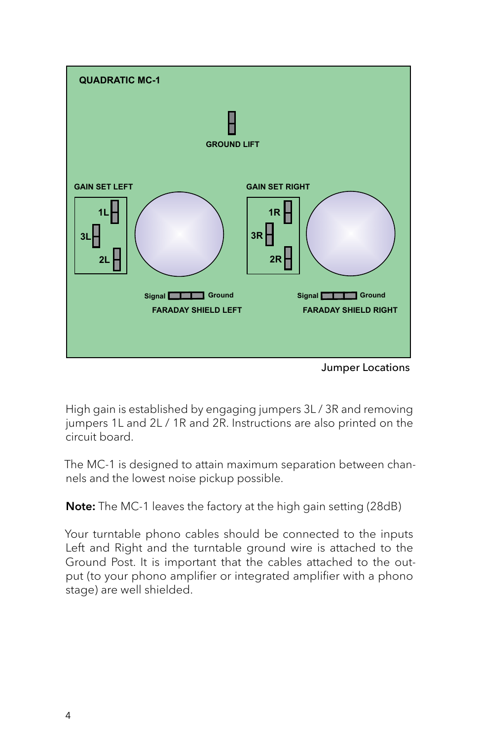QUADRATIC MC-1

GROUND LIFT

GAIN SET LEFT

1L

3L

2L

GAIN SET RIGHT

1R

3R

2R

Signal Ground

FARADAY SHIELD LEFT

Signal Ground

FARADAY SHIELD RIGHT

Jumper Locations

High gain is established by engaging jumpers 3L / 3R and removing jumpers 1L and 2L / 1R and 2R. Instructions are also printed on the circuit board.

The MC-1 is designed to attain maximum separation between channels and the lowest noise pickup possible.

**Note:** The MC-1 leaves the factory at the high gain setting (28dB)

Your turntable phono cables should be connected to the inputs Left and Right and the turntable ground wire is attached to the Ground Post. It is important that the cables attached to the output (to your phono amplifier or integrated amplifier with a phono stage) are well shielded.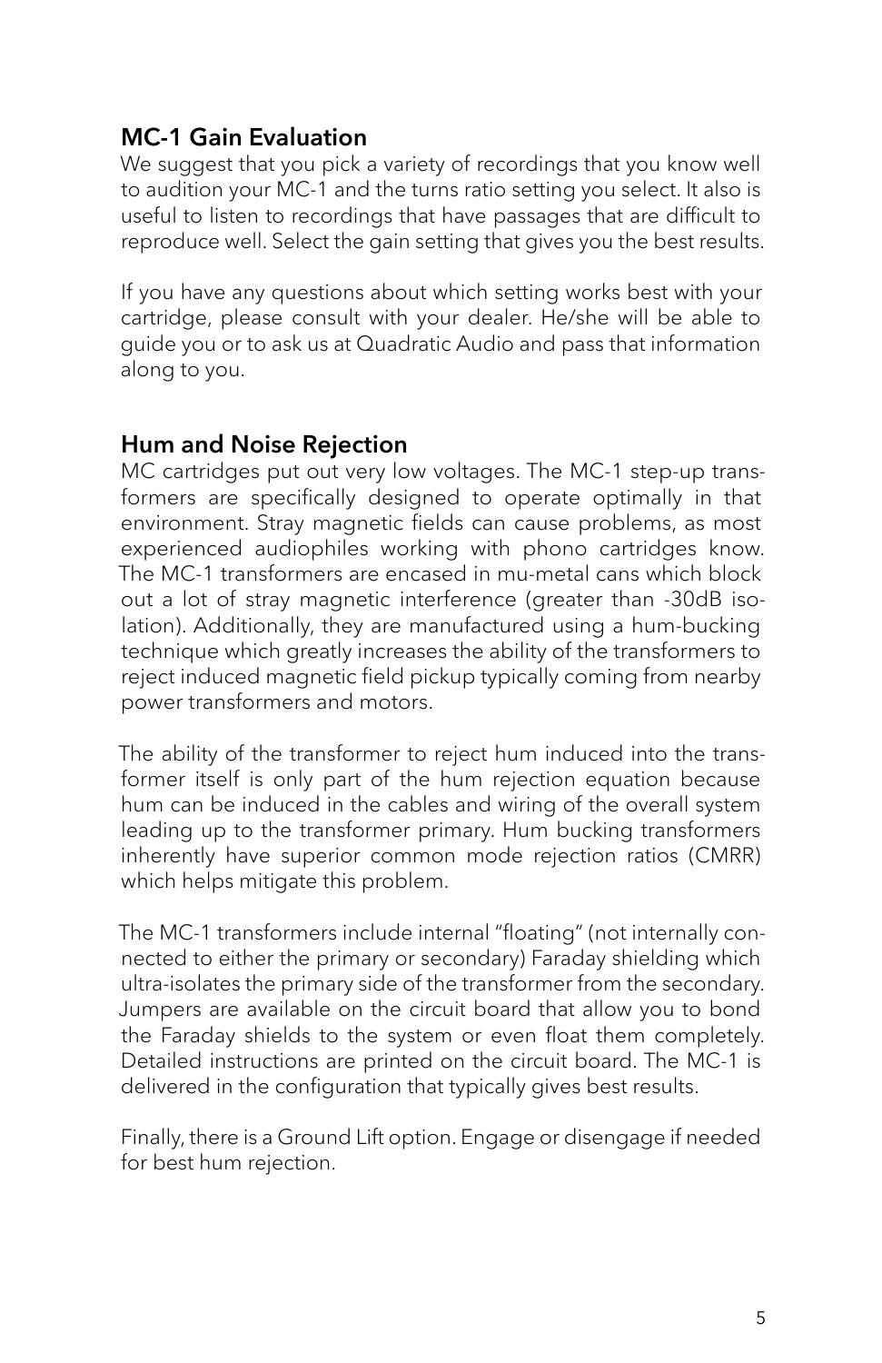## MC-1 Gain Evaluation

We suggest that you pick a variety of recordings that you know well to audition your MC-1 and the turns ratio setting you select. It also is useful to listen to recordings that have passages that are difficult to reproduce well. Select the gain setting that gives you the best results.

If you have any questions about which setting works best with your cartridge, please consult with your dealer. He/she will be able to guide you or to ask us at Quadratic Audio and pass that information along to you.

## Hum and Noise Rejection

MC cartridges put out very low voltages. The MC-1 step-up transformers are specifically designed to operate optimally in that environment. Stray magnetic fields can cause problems, as most experienced audiophiles working with phono cartridges know. The MC-1 transformers are encased in mu-metal cans which block out a lot of stray magnetic interference (greater than -30dB isolation). Additionally, they are manufactured using a hum-bucking technique which greatly increases the ability of the transformers to reject induced magnetic field pickup typically coming from nearby power transformers and motors.

The ability of the transformer to reject hum induced into the transformer itself is only part of the hum rejection equation because hum can be induced in the cables and wiring of the overall system leading up to the transformer primary. Hum bucking transformers inherently have superior common mode rejection ratios (CMRR) which helps mitigate this problem.

The MC-1 transformers include internal "floating" (not internally connected to either the primary or secondary) Faraday shielding which ultra-isolates the primary side of the transformer from the secondary. Jumpers are available on the circuit board that allow you to bond the Faraday shields to the system or even float them completely. Detailed instructions are printed on the circuit board. The MC-1 is delivered in the configuration that typically gives best results.

Finally, there is a Ground Lift option. Engage or disengage if needed for best hum rejection.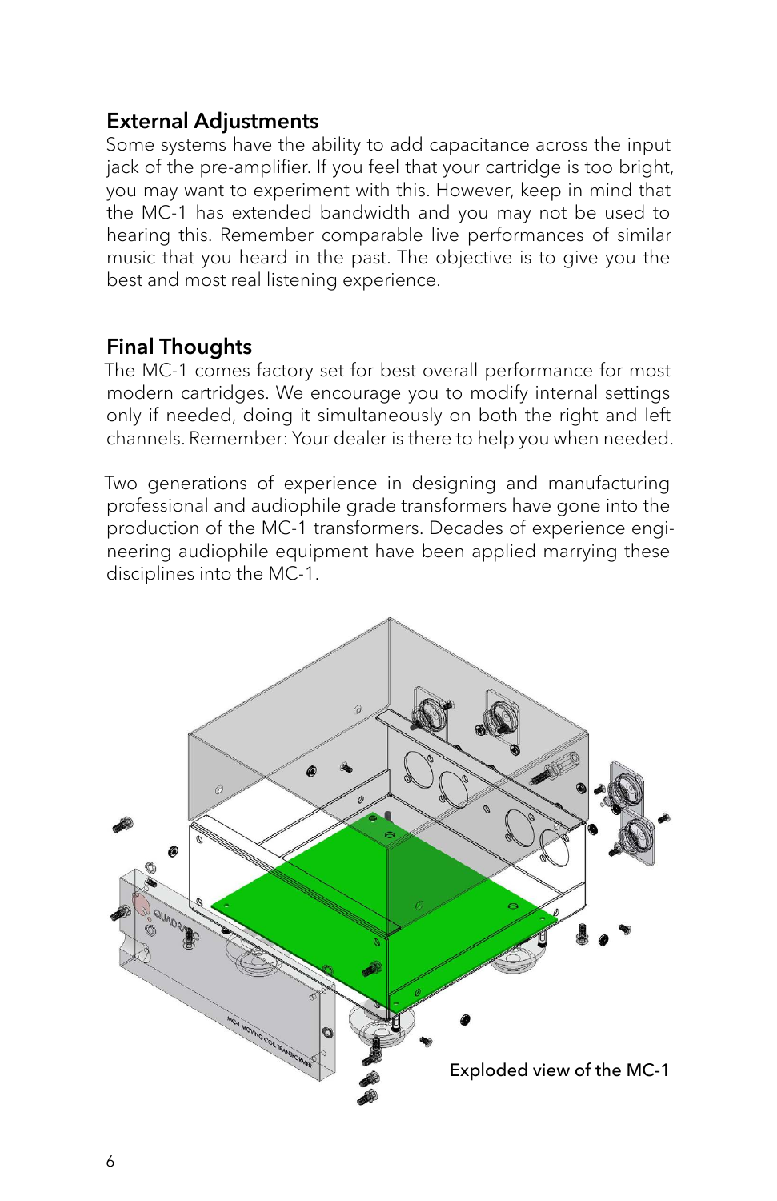## External Adjustments

Some systems have the ability to add capacitance across the input jack of the pre-amplifier. If you feel that your cartridge is too bright, you may want to experiment with this. However, keep in mind that the MC-1 has extended bandwidth and you may not be used to hearing this. Remember comparable live performances of similar music that you heard in the past. The objective is to give you the best and most real listening experience.

## Final Thoughts

The MC-1 comes factory set for best overall performance for most modern cartridges. We encourage you to modify internal settings only if needed, doing it simultaneously on both the right and left channels. Remember: Your dealer is there to help you when needed.

Two generations of experience in designing and manufacturing professional and audiophile grade transformers have gone into the production of the MC-1 transformers. Decades of experience engineering audiophile equipment have been applied marrying these disciplines into the MC-1.

Exploded view of the MC-1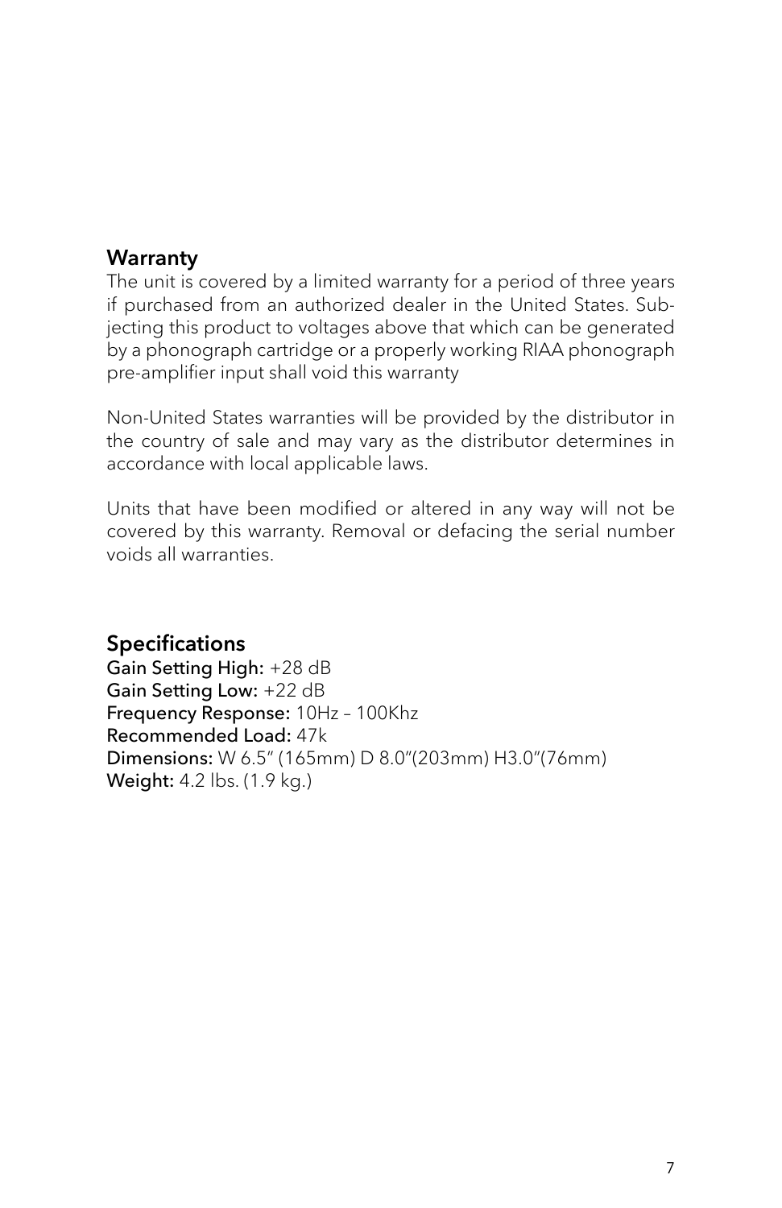## Warranty

The unit is covered by a limited warranty for a period of three years if purchased from an authorized dealer in the United States. Subjecting this product to voltages above that which can be generated by a phonograph cartridge or a properly working RIAA phonograph pre-amplifier input shall void this warranty

Non-United States warranties will be provided by the distributor in the country of sale and may vary as the distributor determines in accordance with local applicable laws.

Units that have been modified or altered in any way will not be covered by this warranty. Removal or defacing the serial number voids all warranties.

## Specifications

**Gain Setting High:** +28 dB
**Gain Setting Low:** +22 dB
**Frequency Response:** 10Hz – 100Khz
**Recommended Load:** 47k
**Dimensions:** W 6.5" (165mm) D 8.0"(203mm) H3.0"(76mm)
**Weight:** 4.2 lbs. (1.9 kg.)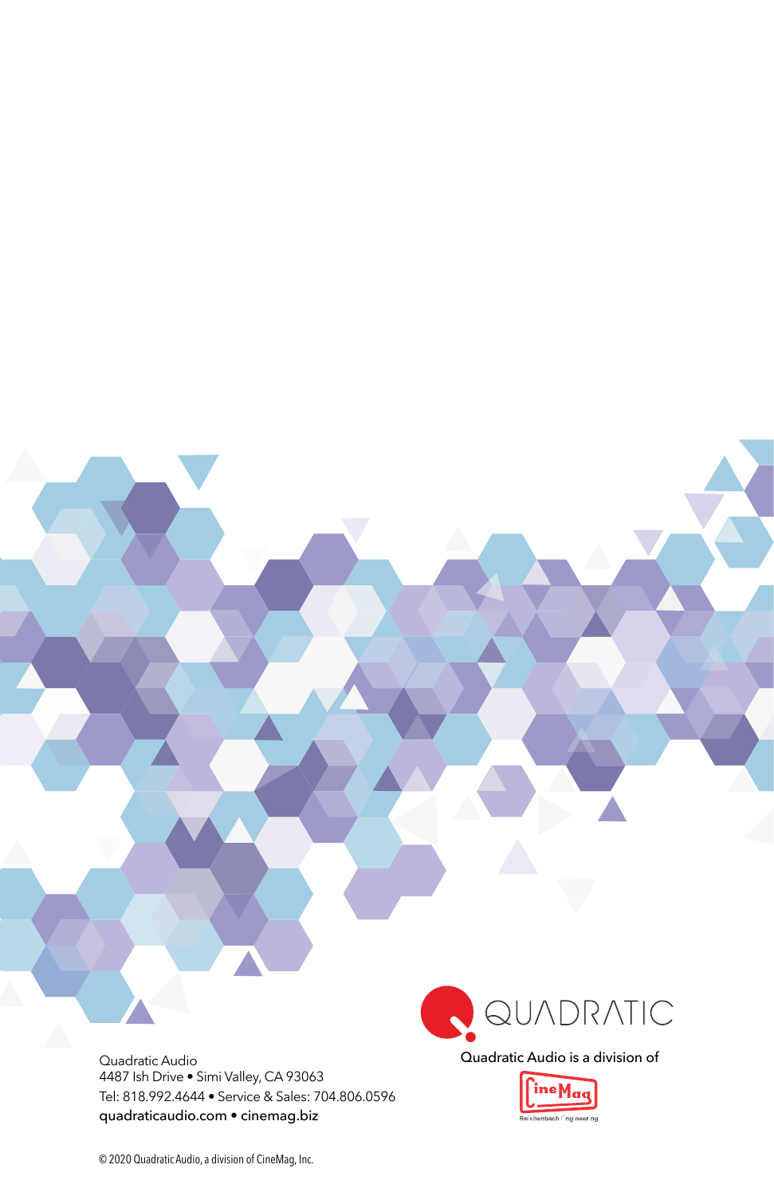QUADRATIC

Quadratic Audio is a division of

CineMag

Reichenbach Engineering

Quadratic Audio
4487 Ish Drive • Simi Valley, CA 93063
Tel: 818.992.4644 • Service & Sales: 704.806.0596
quadraticaudio.com • cinemag.biz

© 2020 Quadratic Audio, a division of CineMag, Inc.